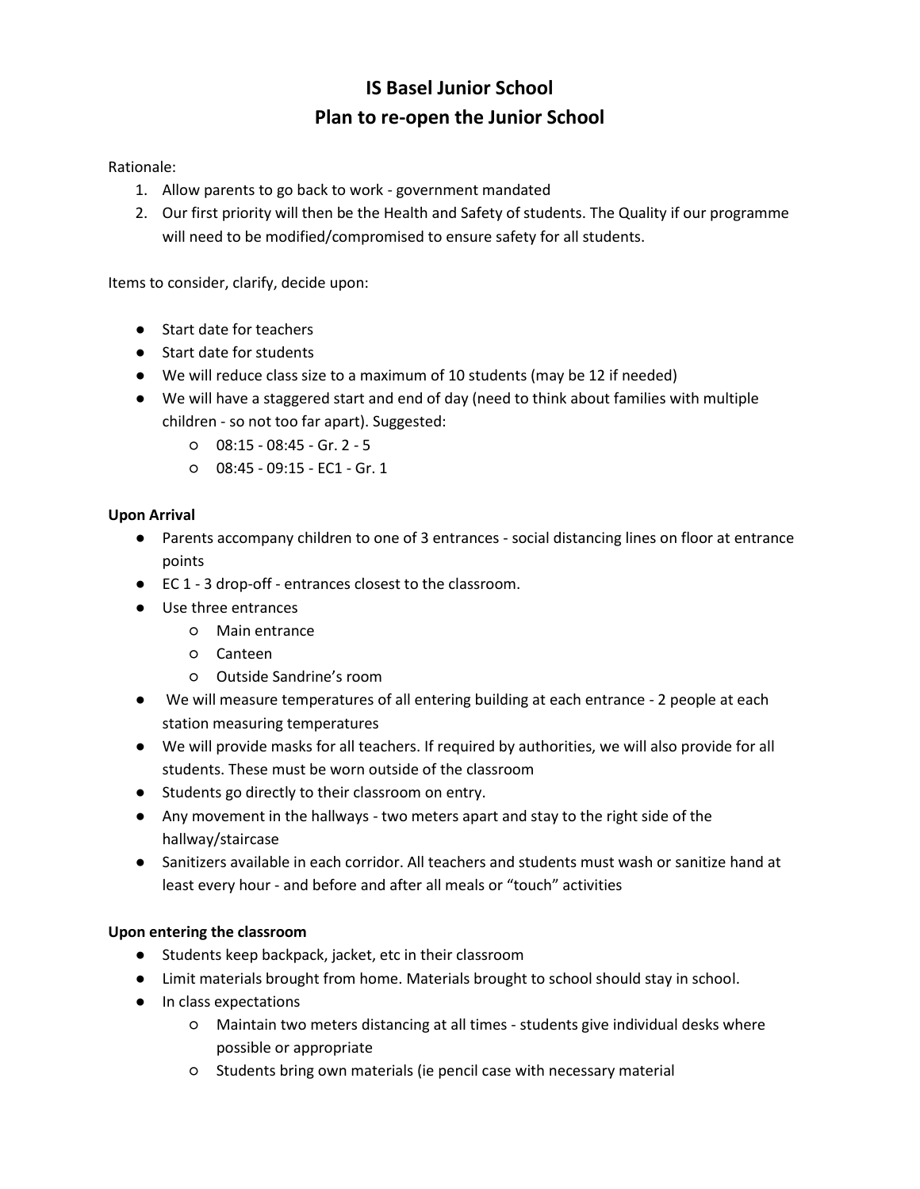# IS Basel Junior School
# Plan to re-open the Junior School

Rationale:

1. Allow parents to go back to work - government mandated
2. Our first priority will then be the Health and Safety of students. The Quality if our programme will need to be modified/compromised to ensure safety for all students.

Items to consider, clarify, decide upon:

- Start date for teachers
- Start date for students
- We will reduce class size to a maximum of 10 students (may be 12 if needed)
- We will have a staggered start and end of day (need to think about families with multiple children - so not too far apart). Suggested:
    - 08:15 - 08:45 - Gr. 2 - 5
    - 08:45 - 09:15 - EC1 - Gr. 1

**Upon Arrival**

- Parents accompany children to one of 3 entrances - social distancing lines on floor at entrance points
- EC 1 - 3 drop-off - entrances closest to the classroom.
- Use three entrances
    - Main entrance
    - Canteen
    - Outside Sandrine's room
- We will measure temperatures of all entering building at each entrance - 2 people at each station measuring temperatures
- We will provide masks for all teachers. If required by authorities, we will also provide for all students. These must be worn outside of the classroom
- Students go directly to their classroom on entry.
- Any movement in the hallways - two meters apart and stay to the right side of the hallway/staircase
- Sanitizers available in each corridor. All teachers and students must wash or sanitize hand at least every hour - and before and after all meals or "touch" activities

**Upon entering the classroom**

- Students keep backpack, jacket, etc in their classroom
- Limit materials brought from home. Materials brought to school should stay in school.
- In class expectations
    - Maintain two meters distancing at all times - students give individual desks where possible or appropriate
    - Students bring own materials (ie pencil case with necessary material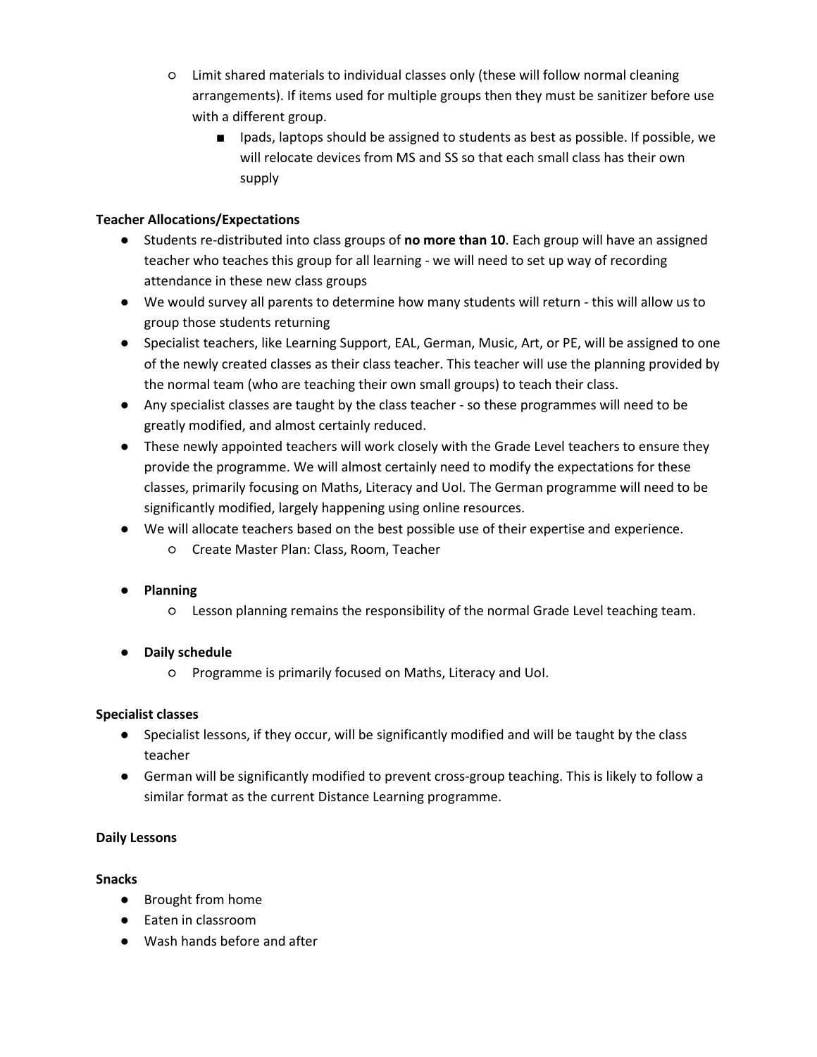- Limit shared materials to individual classes only (these will follow normal cleaning arrangements). If items used for multiple groups then they must be sanitizer before use with a different group.
        - Ipads, laptops should be assigned to students as best as possible. If possible, we will relocate devices from MS and SS so that each small class has their own supply

**Teacher Allocations/Expectations**

- Students re-distributed into class groups of **no more than 10**. Each group will have an assigned teacher who teaches this group for all learning - we will need to set up way of recording attendance in these new class groups
- We would survey all parents to determine how many students will return - this will allow us to group those students returning
- Specialist teachers, like Learning Support, EAL, German, Music, Art, or PE, will be assigned to one of the newly created classes as their class teacher. This teacher will use the planning provided by the normal team (who are teaching their own small groups) to teach their class.
- Any specialist classes are taught by the class teacher - so these programmes will need to be greatly modified, and almost certainly reduced.
- These newly appointed teachers will work closely with the Grade Level teachers to ensure they provide the programme. We will almost certainly need to modify the expectations for these classes, primarily focusing on Maths, Literacy and UoI. The German programme will need to be significantly modified, largely happening using online resources.
- We will allocate teachers based on the best possible use of their expertise and experience.
    - Create Master Plan: Class, Room, Teacher

- **Planning**
    - Lesson planning remains the responsibility of the normal Grade Level teaching team.

- **Daily schedule**
    - Programme is primarily focused on Maths, Literacy and UoI.

**Specialist classes**

- Specialist lessons, if they occur, will be significantly modified and will be taught by the class teacher
- German will be significantly modified to prevent cross-group teaching. This is likely to follow a similar format as the current Distance Learning programme.

**Daily Lessons**

**Snacks**

- Brought from home
- Eaten in classroom
- Wash hands before and after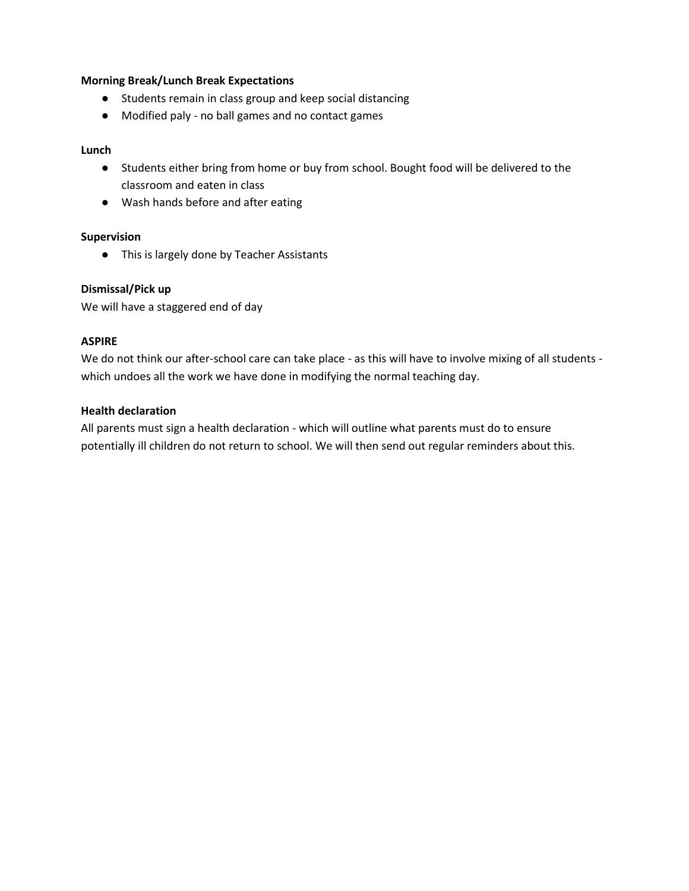**Morning Break/Lunch Break Expectations**

- Students remain in class group and keep social distancing
- Modified paly - no ball games and no contact games

**Lunch**

- Students either bring from home or buy from school. Bought food will be delivered to the classroom and eaten in class
- Wash hands before and after eating

**Supervision**

- This is largely done by Teacher Assistants

**Dismissal/Pick up**

We will have a staggered end of day

**ASPIRE**

We do not think our after-school care can take place - as this will have to involve mixing of all students - which undoes all the work we have done in modifying the normal teaching day.

**Health declaration**

All parents must sign a health declaration - which will outline what parents must do to ensure potentially ill children do not return to school. We will then send out regular reminders about this.